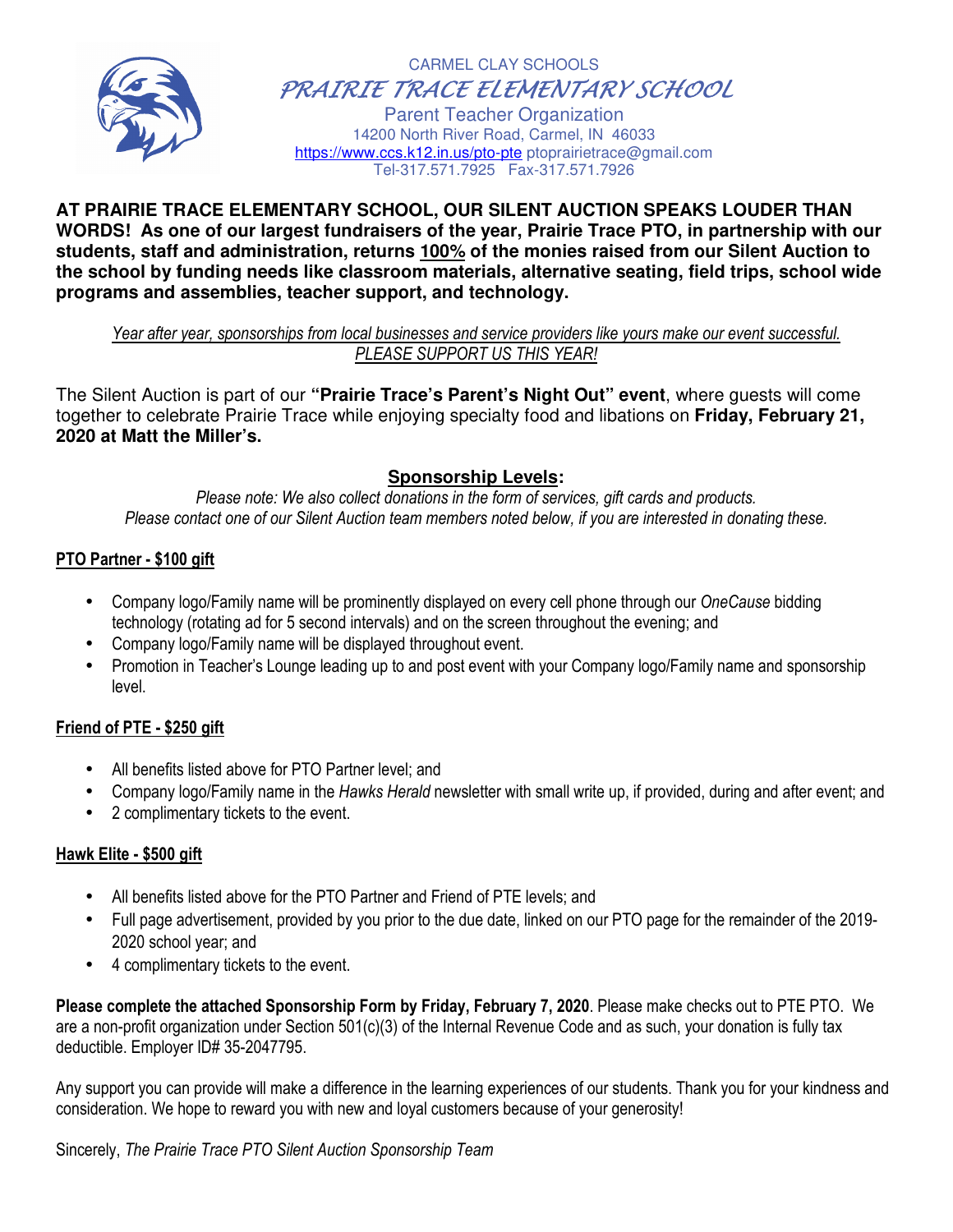CARMEL CLAY SCHOOLS

# PRAIRIE TRACE ELEMENTARY SCHOOL

Parent Teacher Organization
14200 North River Road, Carmel, IN 46033
https://www.ccs.k12.in.us/pto-pte ptoprairietrace@gmail.com
Tel-317.571.7925 Fax-317.571.7926

**AT PRAIRIE TRACE ELEMENTARY SCHOOL, OUR SILENT AUCTION SPEAKS LOUDER THAN WORDS! As one of our largest fundraisers of the year, Prairie Trace PTO, in partnership with our students, staff and administration, returns <u>100%</u> of the monies raised from our Silent Auction to the school by funding needs like classroom materials, alternative seating, field trips, school wide programs and assemblies, teacher support, and technology.**

*<u>Year after year, sponsorships from local businesses and service providers like yours make our event successful. PLEASE SUPPORT US THIS YEAR!</u>*

The Silent Auction is part of our **"Prairie Trace's Parent's Night Out" event**, where guests will come together to celebrate Prairie Trace while enjoying specialty food and libations on **Friday, February 21, 2020 at Matt the Miller's.**

## Sponsorship Levels:

*Please note: We also collect donations in the form of services, gift cards and products. Please contact one of our Silent Auction team members noted below, if you are interested in donating these.*

### PTO Partner - $100 gift

- Company logo/Family name will be prominently displayed on every cell phone through our *OneCause* bidding technology (rotating ad for 5 second intervals) and on the screen throughout the evening; and
- Company logo/Family name will be displayed throughout event.
- Promotion in Teacher's Lounge leading up to and post event with your Company logo/Family name and sponsorship level.

### Friend of PTE - $250 gift

- All benefits listed above for PTO Partner level; and
- Company logo/Family name in the *Hawks Herald* newsletter with small write up, if provided, during and after event; and
- 2 complimentary tickets to the event.

### Hawk Elite - $500 gift

- All benefits listed above for the PTO Partner and Friend of PTE levels; and
- Full page advertisement, provided by you prior to the due date, linked on our PTO page for the remainder of the 2019-2020 school year; and
- 4 complimentary tickets to the event.

**Please complete the attached Sponsorship Form by Friday, February 7, 2020**. Please make checks out to PTE PTO. We are a non-profit organization under Section 501(c)(3) of the Internal Revenue Code and as such, your donation is fully tax deductible. Employer ID# 35-2047795.

Any support you can provide will make a difference in the learning experiences of our students. Thank you for your kindness and consideration. We hope to reward you with new and loyal customers because of your generosity!

Sincerely, *The Prairie Trace PTO Silent Auction Sponsorship Team*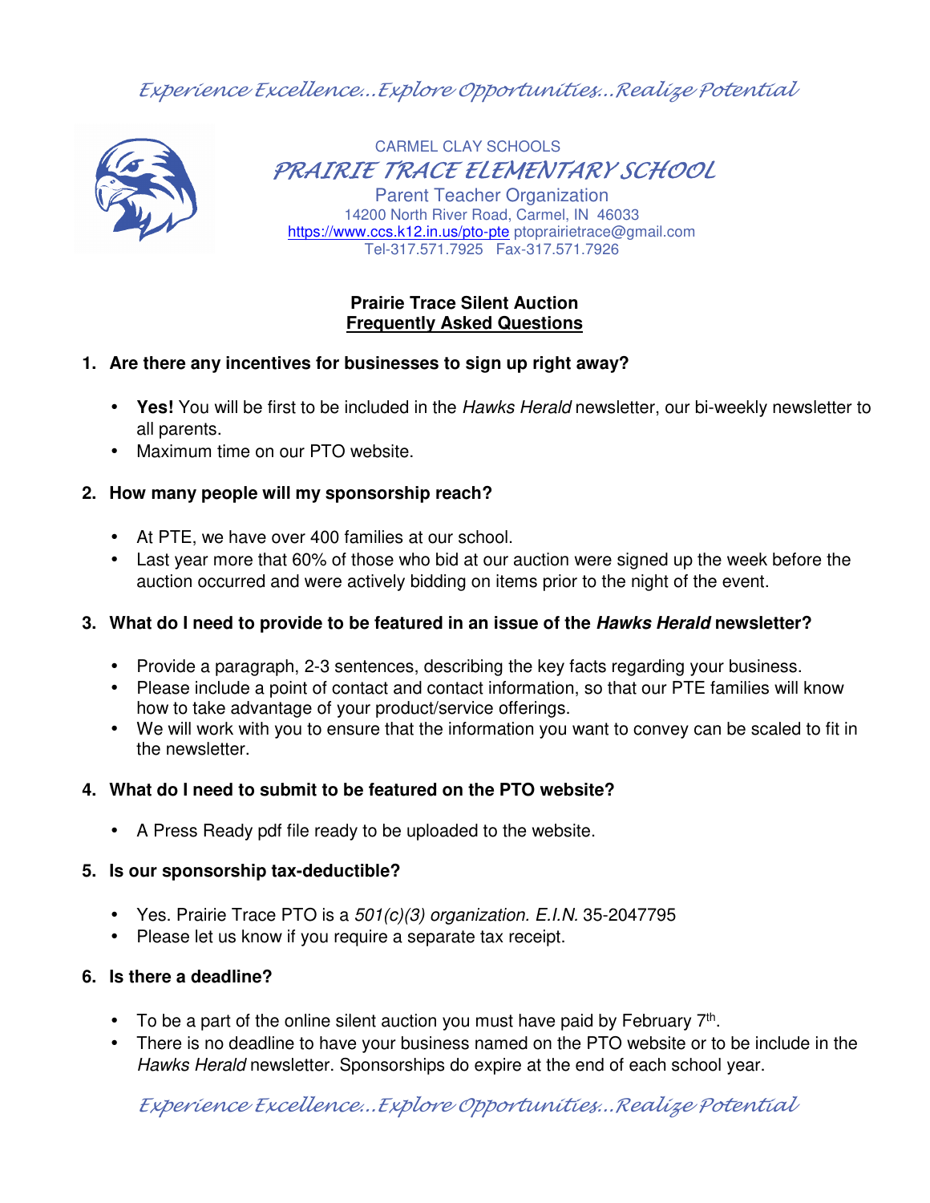*Experience Excellence...Explore Opportunities...Realize Potential*

CARMEL CLAY SCHOOLS

# PRAIRIE TRACE ELEMENTARY SCHOOL

Parent Teacher Organization
14200 North River Road, Carmel, IN 46033
https://www.ccs.k12.in.us/pto-pte ptoprairietrace@gmail.com
Tel-317.571.7925 Fax-317.571.7926

## Prairie Trace Silent Auction
## Frequently Asked Questions

1. **Are there any incentives for businesses to sign up right away?**
   - **Yes!** You will be first to be included in the *Hawks Herald* newsletter, our bi-weekly newsletter to all parents.
   - Maximum time on our PTO website.

2. **How many people will my sponsorship reach?**
   - At PTE, we have over 400 families at our school.
   - Last year more that 60% of those who bid at our auction were signed up the week before the auction occurred and were actively bidding on items prior to the night of the event.

3. **What do I need to provide to be featured in an issue of the *Hawks Herald* newsletter?**
   - Provide a paragraph, 2-3 sentences, describing the key facts regarding your business.
   - Please include a point of contact and contact information, so that our PTE families will know how to take advantage of your product/service offerings.
   - We will work with you to ensure that the information you want to convey can be scaled to fit in the newsletter.

4. **What do I need to submit to be featured on the PTO website?**
   - A Press Ready pdf file ready to be uploaded to the website.

5. **Is our sponsorship tax-deductible?**
   - Yes. Prairie Trace PTO is a *501(c)(3) organization. E.I.N.* 35-2047795
   - Please let us know if you require a separate tax receipt.

6. **Is there a deadline?**
   - To be a part of the online silent auction you must have paid by February 7th.
   - There is no deadline to have your business named on the PTO website or to be include in the *Hawks Herald* newsletter. Sponsorships do expire at the end of each school year.

*Experience Excellence...Explore Opportunities...Realize Potential*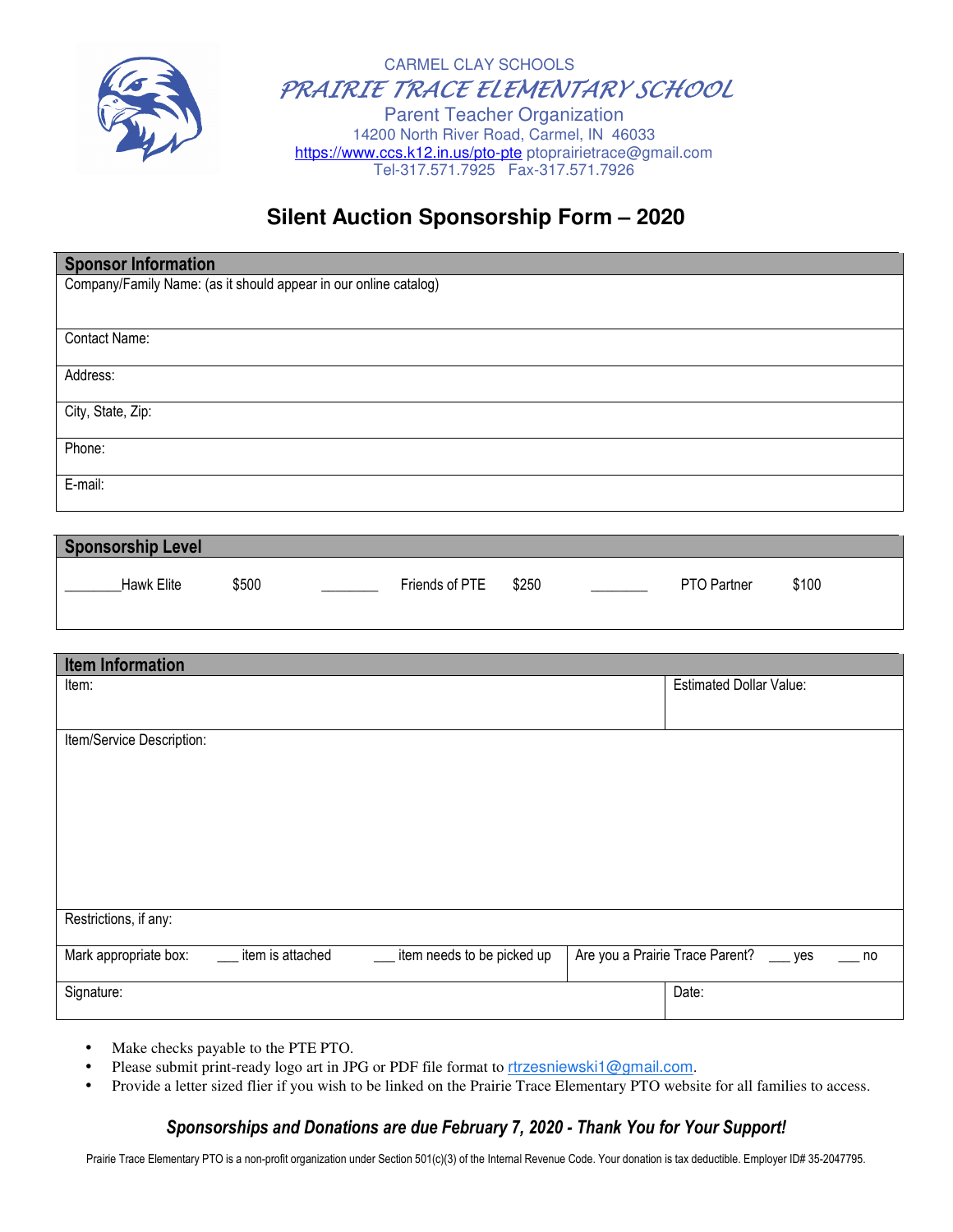CARMEL CLAY SCHOOLS

PRAIRIE TRACE ELEMENTARY SCHOOL

Parent Teacher Organization

14200 North River Road, Carmel, IN 46033

https://www.ccs.k12.in.us/pto-pte ptoprairietrace@gmail.com

Tel-317.571.7925 Fax-317.571.7926

# Silent Auction Sponsorship Form – 2020

## Sponsor Information

Company/Family Name: (as it should appear in our online catalog)

Contact Name:

Address:

City, State, Zip:

Phone:

E-mail:

## Sponsorship Level

________Hawk Elite $500 ________ Friends of PTE $250 ________ PTO Partner $100

## Item Information

| | |
|---|---|
| Item: | Estimated Dollar Value: |
| Item/Service Description: | |
| Restrictions, if any: | |
| Mark appropriate box: ___ item is attached ___ item needs to be picked up | Are you a Prairie Trace Parent? ___ yes ___ no |
| Signature: | Date: |

- Make checks payable to the PTE PTO.
- Please submit print-ready logo art in JPG or PDF file format to rtrzesniewski1@gmail.com.
- Provide a letter sized flier if you wish to be linked on the Prairie Trace Elementary PTO website for all families to access.

***Sponsorships and Donations are due February 7, 2020 - Thank You for Your Support!***

Prairie Trace Elementary PTO is a non-profit organization under Section 501(c)(3) of the Internal Revenue Code. Your donation is tax deductible. Employer ID# 35-2047795.